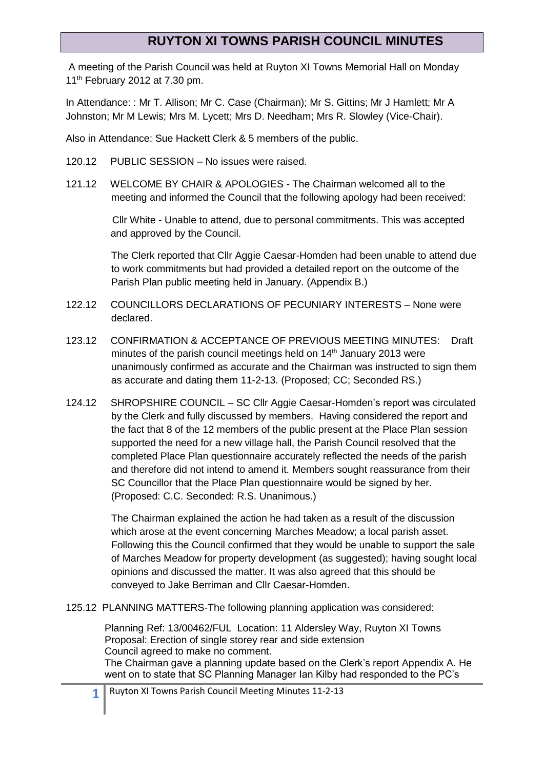# RUYTON XI TOWNS PARISH COUNCIL MINUTES

A meeting of the Parish Council was held at Ruyton XI Towns Memorial Hall on Monday 11th February 2012 at 7.30 pm.

In Attendance: : Mr T. Allison; Mr C. Case (Chairman); Mr S. Gittins; Mr J Hamlett; Mr A Johnston; Mr M Lewis; Mrs M. Lycett; Mrs D. Needham; Mrs R. Slowley (Vice-Chair).

Also in Attendance: Sue Hackett Clerk & 5 members of the public.

120.12 PUBLIC SESSION – No issues were raised.

121.12 WELCOME BY CHAIR & APOLOGIES - The Chairman welcomed all to the meeting and informed the Council that the following apology had been received:

Cllr White - Unable to attend, due to personal commitments. This was accepted and approved by the Council.

The Clerk reported that Cllr Aggie Caesar-Homden had been unable to attend due to work commitments but had provided a detailed report on the outcome of the Parish Plan public meeting held in January. (Appendix B.)

122.12 COUNCILLORS DECLARATIONS OF PECUNIARY INTERESTS – None were declared.

123.12 CONFIRMATION & ACCEPTANCE OF PREVIOUS MEETING MINUTES: Draft minutes of the parish council meetings held on 14th January 2013 were unanimously confirmed as accurate and the Chairman was instructed to sign them as accurate and dating them 11-2-13. (Proposed; CC; Seconded RS.)

124.12 SHROPSHIRE COUNCIL – SC Cllr Aggie Caesar-Homden's report was circulated by the Clerk and fully discussed by members. Having considered the report and the fact that 8 of the 12 members of the public present at the Place Plan session supported the need for a new village hall, the Parish Council resolved that the completed Place Plan questionnaire accurately reflected the needs of the parish and therefore did not intend to amend it. Members sought reassurance from their SC Councillor that the Place Plan questionnaire would be signed by her. (Proposed: C.C. Seconded: R.S. Unanimous.)

The Chairman explained the action he had taken as a result of the discussion which arose at the event concerning Marches Meadow; a local parish asset. Following this the Council confirmed that they would be unable to support the sale of Marches Meadow for property development (as suggested); having sought local opinions and discussed the matter. It was also agreed that this should be conveyed to Jake Berriman and Cllr Caesar-Homden.

125.12 PLANNING MATTERS-The following planning application was considered:

Planning Ref: 13/00462/FUL Location: 11 Aldersley Way, Ruyton XI Towns
Proposal: Erection of single storey rear and side extension
Council agreed to make no comment.
The Chairman gave a planning update based on the Clerk's report Appendix A. He went on to state that SC Planning Manager Ian Kilby had responded to the PC's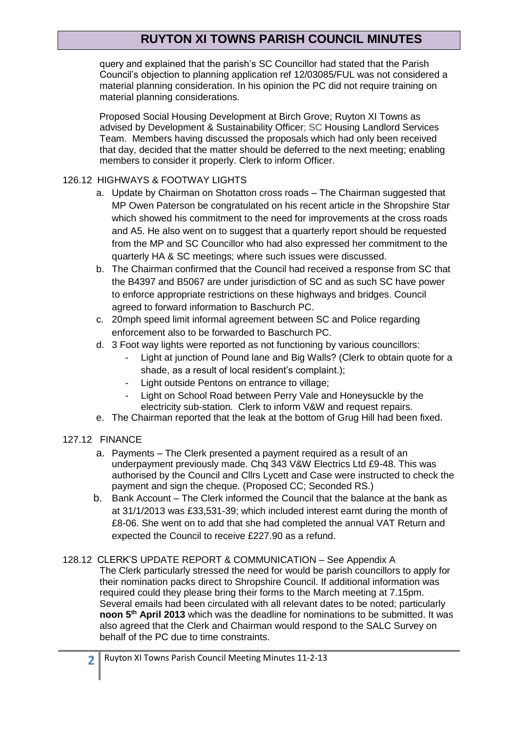query and explained that the parish's SC Councillor had stated that the Parish Council's objection to planning application ref 12/03085/FUL was not considered a material planning consideration. In his opinion the PC did not require training on material planning considerations.

Proposed Social Housing Development at Birch Grove; Ruyton XI Towns as advised by Development & Sustainability Officer; SC Housing Landlord Services Team. Members having discussed the proposals which had only been received that day, decided that the matter should be deferred to the next meeting; enabling members to consider it properly. Clerk to inform Officer.

126.12 HIGHWAYS & FOOTWAY LIGHTS

a. Update by Chairman on Shotatton cross roads – The Chairman suggested that MP Owen Paterson be congratulated on his recent article in the Shropshire Star which showed his commitment to the need for improvements at the cross roads and A5. He also went on to suggest that a quarterly report should be requested from the MP and SC Councillor who had also expressed her commitment to the quarterly HA & SC meetings; where such issues were discussed.
b. The Chairman confirmed that the Council had received a response from SC that the B4397 and B5067 are under jurisdiction of SC and as such SC have power to enforce appropriate restrictions on these highways and bridges. Council agreed to forward information to Baschurch PC.
c. 20mph speed limit informal agreement between SC and Police regarding enforcement also to be forwarded to Baschurch PC.
d. 3 Foot way lights were reported as not functioning by various councillors:
   - Light at junction of Pound lane and Big Walls? (Clerk to obtain quote for a shade, as a result of local resident's complaint.);
   - Light outside Pentons on entrance to village;
   - Light on School Road between Perry Vale and Honeysuckle by the electricity sub-station. Clerk to inform V&W and request repairs.
e. The Chairman reported that the leak at the bottom of Grug Hill had been fixed.

127.12 FINANCE

a. Payments – The Clerk presented a payment required as a result of an underpayment previously made. Chq 343 V&W Electrics Ltd £9-48. This was authorised by the Council and Cllrs Lycett and Case were instructed to check the payment and sign the cheque. (Proposed CC; Seconded RS.)
b. Bank Account – The Clerk informed the Council that the balance at the bank as at 31/1/2013 was £33,531-39; which included interest earnt during the month of £8-06. She went on to add that she had completed the annual VAT Return and expected the Council to receive £227.90 as a refund.

128.12 CLERK'S UPDATE REPORT & COMMUNICATION – See Appendix A

The Clerk particularly stressed the need for would be parish councillors to apply for their nomination packs direct to Shropshire Council. If additional information was required could they please bring their forms to the March meeting at 7.15pm. Several emails had been circulated with all relevant dates to be noted; particularly **noon 5th April 2013** which was the deadline for nominations to be submitted. It was also agreed that the Clerk and Chairman would respond to the SALC Survey on behalf of the PC due to time constraints.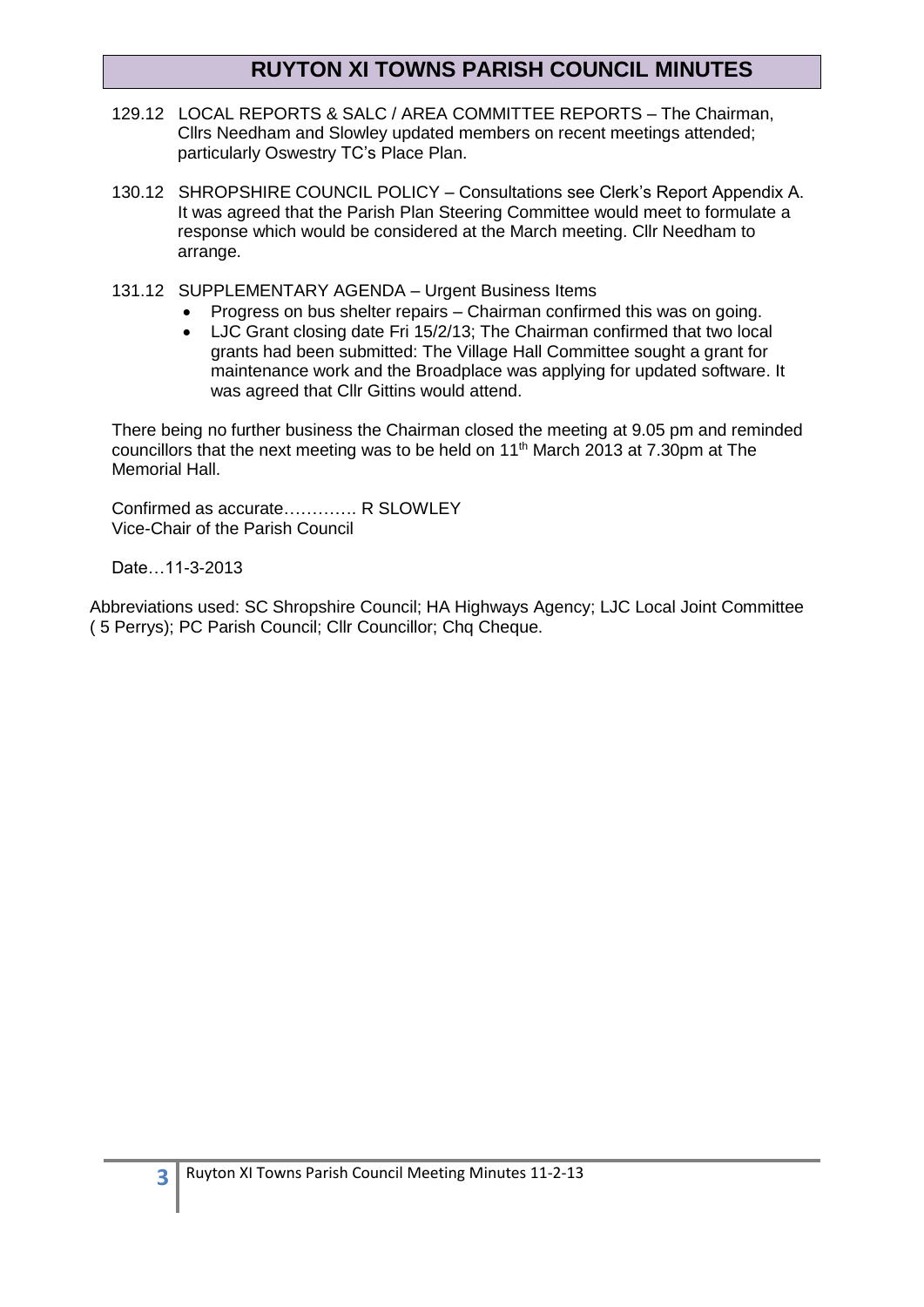# RUYTON XI TOWNS PARISH COUNCIL MINUTES

129.12 LOCAL REPORTS & SALC / AREA COMMITTEE REPORTS – The Chairman, Cllrs Needham and Slowley updated members on recent meetings attended; particularly Oswestry TC's Place Plan.

130.12 SHROPSHIRE COUNCIL POLICY – Consultations see Clerk's Report Appendix A. It was agreed that the Parish Plan Steering Committee would meet to formulate a response which would be considered at the March meeting. Cllr Needham to arrange.

131.12 SUPPLEMENTARY AGENDA – Urgent Business Items

- Progress on bus shelter repairs – Chairman confirmed this was on going.
- LJC Grant closing date Fri 15/2/13; The Chairman confirmed that two local grants had been submitted: The Village Hall Committee sought a grant for maintenance work and the Broadplace was applying for updated software. It was agreed that Cllr Gittins would attend.

There being no further business the Chairman closed the meeting at 9.05 pm and reminded councillors that the next meeting was to be held on 11th March 2013 at 7.30pm at The Memorial Hall.

Confirmed as accurate…………. R SLOWLEY
Vice-Chair of the Parish Council

Date…11-3-2013

Abbreviations used: SC Shropshire Council; HA Highways Agency; LJC Local Joint Committee ( 5 Perrys); PC Parish Council; Cllr Councillor; Chq Cheque.